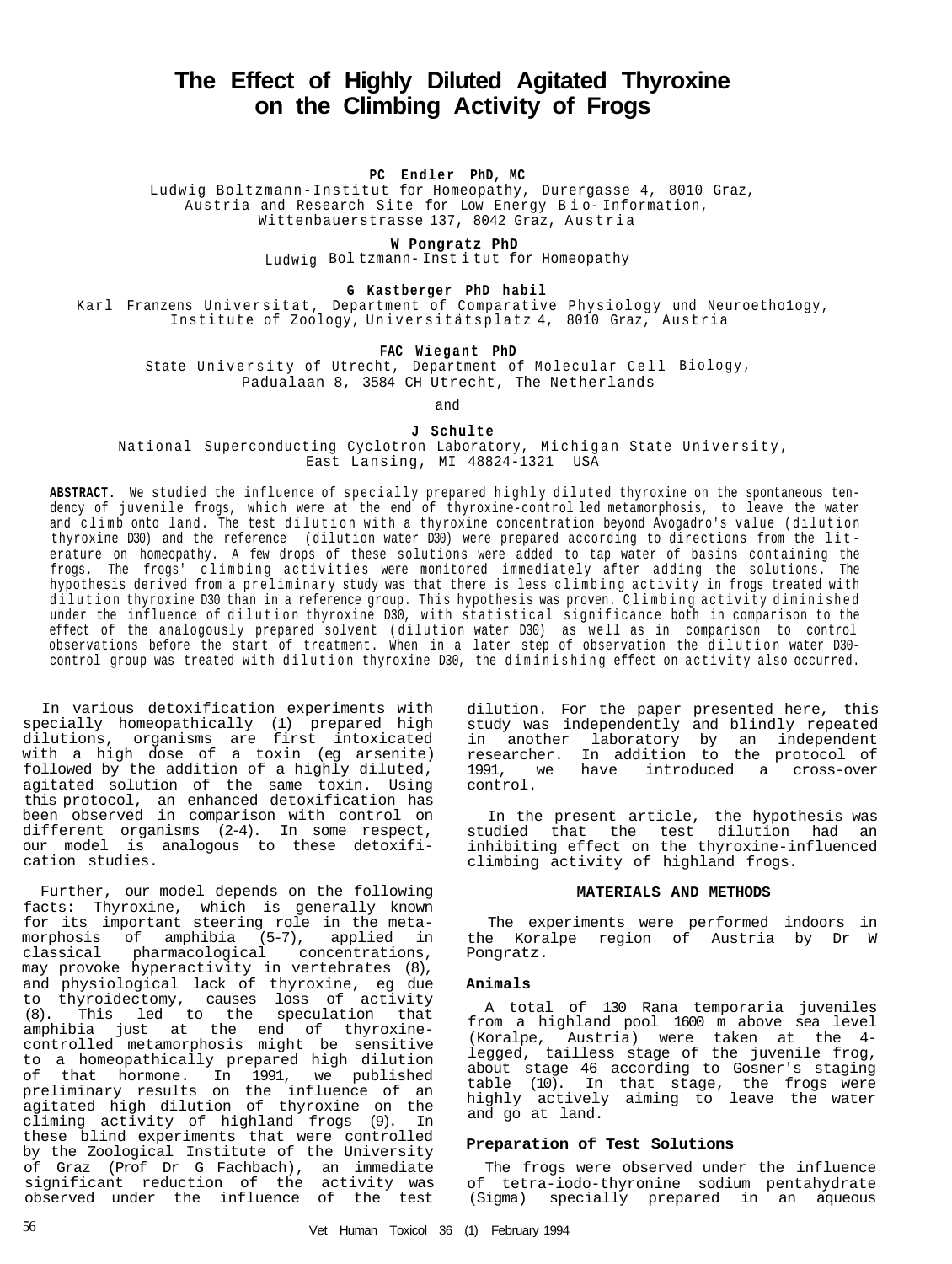# The Effect of Highly Diluted Agitated Thyroxine on the Climbing Activity of Frogs

**PC Endler PhD, MC**
Ludwig Boltzmann-Institut for Homeopathy, Durergasse 4, 8010 Graz, Austria and Research Site for Low Energy Bio-Information, Wittenbauerstrasse 137, 8042 Graz, Austria

**W Pongratz PhD**
Ludwig Boltzmann-Institut for Homeopathy

**G Kastberger PhD habil**
Karl Franzens Universitat, Department of Comparative Physiology und Neuroethology, Institute of Zoology, Universitätsplatz 4, 8010 Graz, Austria

**FAC Wiegant PhD**
State University of Utrecht, Department of Molecular Cell Biology, Padualaan 8, 3584 CH Utrecht, The Netherlands

and

**J Schulte**
National Superconducting Cyclotron Laboratory, Michigan State University, East Lansing, MI 48824-1321 USA

**ABSTRACT.** We studied the influence of specially prepared highly diluted thyroxine on the spontaneous tendency of juvenile frogs, which were at the end of thyroxine-controlled metamorphosis, to leave the water and climb onto land. The test dilution with a thyroxine concentration beyond Avogadro's value (dilution thyroxine D30) and the reference (dilution water D30) were prepared according to directions from the literature on homeopathy. A few drops of these solutions were added to tap water of basins containing the frogs. The frogs' climbing activities were monitored immediately after adding the solutions. The hypothesis derived from a preliminary study was that there is less climbing activity in frogs treated with dilution thyroxine D30 than in a reference group. This hypothesis was proven. Climbing activity diminished under the influence of dilution thyroxine D30, with statistical significance both in comparison to the effect of the analogously prepared solvent (dilution water D30) as well as in comparison to control observations before the start of treatment. When in a later step of observation the dilution water D30-control group was treated with dilution thyroxine D30, the diminishing effect on activity also occurred.

In various detoxification experiments with specially homeopathically (1) prepared high dilutions, organisms are first intoxicated with a high dose of a toxin (eg arsenite) followed by the addition of a highly diluted, agitated solution of the same toxin. Using this protocol, an enhanced detoxification has been observed in comparison with control on different organisms (2-4). In some respect, our model is analogous to these detoxification studies.

Further, our model depends on the following facts: Thyroxine, which is generally known for its important steering role in the metamorphosis of amphibia (5-7), applied in classical pharmacological concentrations, may provoke hyperactivity in vertebrates (8), and physiological lack of thyroxine, eg due to thyroidectomy, causes loss of activity (8). This led to the speculation that amphibia just at the end of thyroxine-controlled metamorphosis might be sensitive to a homeopathically prepared high dilution of that hormone. In 1991, we published preliminary results on the influence of an agitated high dilution of thyroxine on the climing activity of highland frogs (9). In these blind experiments that were controlled by the Zoological Institute of the University of Graz (Prof Dr G Fachbach), an immediate significant reduction of the activity was observed under the influence of the test dilution. For the paper presented here, this study was independently and blindly repeated in another laboratory by an independent researcher. In addition to the protocol of 1991, we have introduced a cross-over control.

In the present article, the hypothesis was studied that the test dilution had an inhibiting effect on the thyroxine-influenced climbing activity of highland frogs.

## MATERIALS AND METHODS

The experiments were performed indoors in the Koralpe region of Austria by Dr W Pongratz.

### Animals

A total of 130 Rana temporaria juveniles from a highland pool 1600 m above sea level (Koralpe, Austria) were taken at the 4-legged, tailless stage of the juvenile frog, about stage 46 according to Gosner's staging table (10). In that stage, the frogs were highly actively aiming to leave the water and go at land.

### Preparation of Test Solutions

The frogs were observed under the influence of tetra-iodo-thyronine sodium pentahydrate (Sigma) specially prepared in an aqueous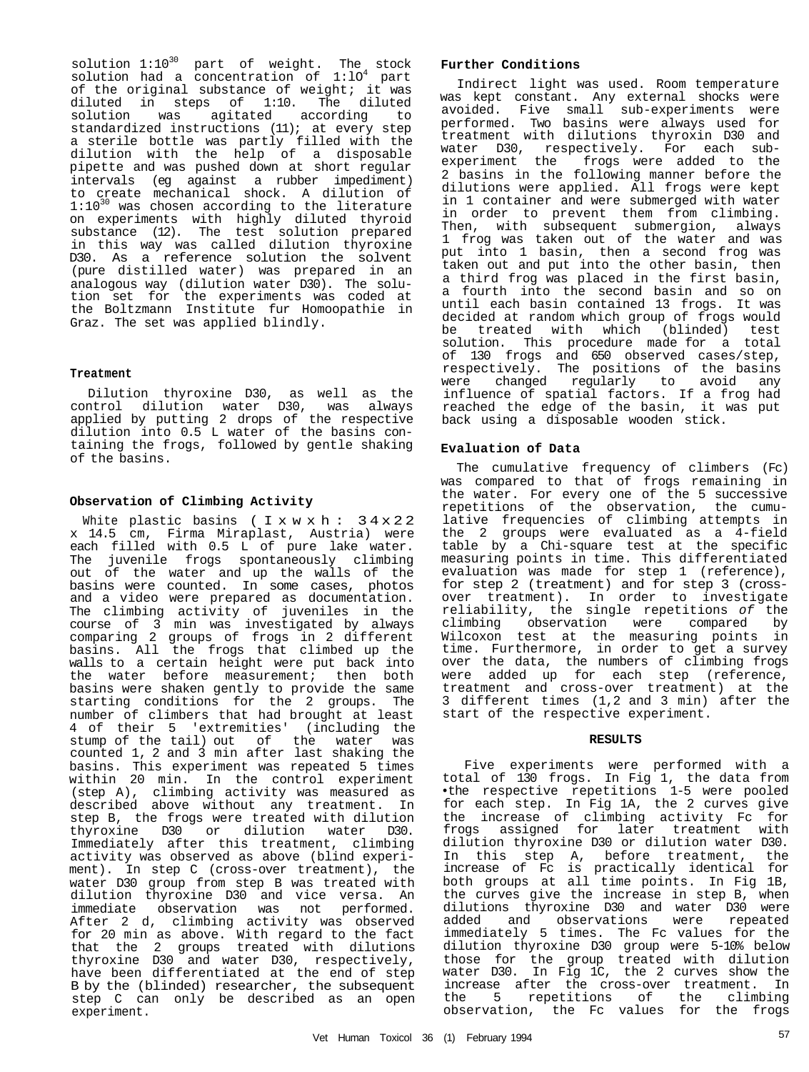solution 1:$10^{30}$ part of weight. The stock solution had a concentration of 1:$10^{4}$ part of the original substance of weight; it was diluted in steps of 1:10. The diluted solution was agitated according to standardized instructions (11); at every step a sterile bottle was partly filled with the dilution with the help of a disposable pipette and was pushed down at short regular intervals (eg against a rubber impediment) to create mechanical shock. A dilution of 1:$10^{30}$ was chosen according to the literature on experiments with highly diluted thyroid substance (12). The test solution prepared in this way was called dilution thyroxine D30. As a reference solution the solvent (pure distilled water) was prepared in an analogous way (dilution water D30). The solution set for the experiments was coded at the Boltzmann Institute fur Homoopathie in Graz. The set was applied blindly.

### Treatment

Dilution thyroxine D30, as well as the control dilution water D30, was always applied by putting 2 drops of the respective dilution into 0.5 L water of the basins containing the frogs, followed by gentle shaking of the basins.

### Observation of Climbing Activity

White plastic basins (l x w x h: 34 x 22 x 14.5 cm, Firma Miraplast, Austria) were each filled with 0.5 L of pure lake water. The juvenile frogs spontaneously climbing out of the water and up the walls of the basins were counted. In some cases, photos and a video were prepared as documentation. The climbing activity of juveniles in the course of 3 min was investigated by always comparing 2 groups of frogs in 2 different basins. All the frogs that climbed up the walls to a certain height were put back into the water before measurement; then both basins were shaken gently to provide the same starting conditions for the 2 groups. The number of climbers that had brought at least 4 of their 5 'extremities' (including the stump of the tail) out of the water was counted 1, 2 and 3 min after last shaking the basins. This experiment was repeated 5 times within 20 min. In the control experiment (step A), climbing activity was measured as described above without any treatment. In step B, the frogs were treated with dilution thyroxine D30 or dilution water D30. Immediately after this treatment, climbing activity was observed as above (blind experiment). In step C (cross-over treatment), the water D30 group from step B was treated with dilution thyroxine D30 and vice versa. An immediate observation was not performed. After 2 d, climbing activity was observed for 20 min as above. With regard to the fact that the 2 groups treated with dilutions thyroxine D30 and water D30, respectively, have been differentiated at the end of step B by the (blinded) researcher, the subsequent step C can only be described as an open experiment.

### Further Conditions

Indirect light was used. Room temperature was kept constant. Any external shocks were avoided. Five small sub-experiments were performed. Two basins were always used for treatment with dilutions thyroxin D30 and water D30, respectively. For each sub-experiment the frogs were added to the 2 basins in the following manner before the dilutions were applied. All frogs were kept in 1 container and were submerged with water in order to prevent them from climbing. Then, with subsequent submergion, always 1 frog was taken out of the water and was put into 1 basin, then a second frog was taken out and put into the other basin, then a third frog was placed in the first basin, a fourth into the second basin and so on until each basin contained 13 frogs. It was decided at random which group of frogs would be treated with which (blinded) test solution. This procedure made for a total of 130 frogs and 650 observed cases/step, respectively. The positions of the basins were changed regularly to avoid any influence of spatial factors. If a frog had reached the edge of the basin, it was put back using a disposable wooden stick.

### Evaluation of Data

The cumulative frequency of climbers (Fc) was compared to that of frogs remaining in the water. For every one of the 5 successive repetitions of the observation, the cumulative frequencies of climbing attempts in the 2 groups were evaluated as a 4-field table by a Chi-square test at the specific measuring points in time. This differentiated evaluation was made for step 1 (reference), for step 2 (treatment) and for step 3 (cross-over treatment). In order to investigate reliability, the single repetitions *of* the climbing observation were compared by Wilcoxon test at the measuring points in time. Furthermore, in order to get a survey over the data, the numbers of climbing frogs were added up for each step (reference, treatment and cross-over treatment) at the 3 different times (1,2 and 3 min) after the start of the respective experiment.

## RESULTS

Five experiments were performed with a total of 130 frogs. In Fig 1, the data from the respective repetitions 1-5 were pooled for each step. In Fig 1A, the 2 curves give the increase of climbing activity Fc for frogs assigned for later treatment with dilution thyroxine D30 or dilution water D30. In this step A, before treatment, the increase of Fc is practically identical for both groups at all time points. In Fig 1B, the curves give the increase in step B, when dilutions thyroxine D30 and water D30 were added and observations were repeated immediately 5 times. The Fc values for the dilution thyroxine D30 group were 5-10% below those for the group treated with dilution water D30. In Fig 1C, the 2 curves show the increase after the cross-over treatment. In the 5 repetitions of the climbing observation, the Fc values for the frogs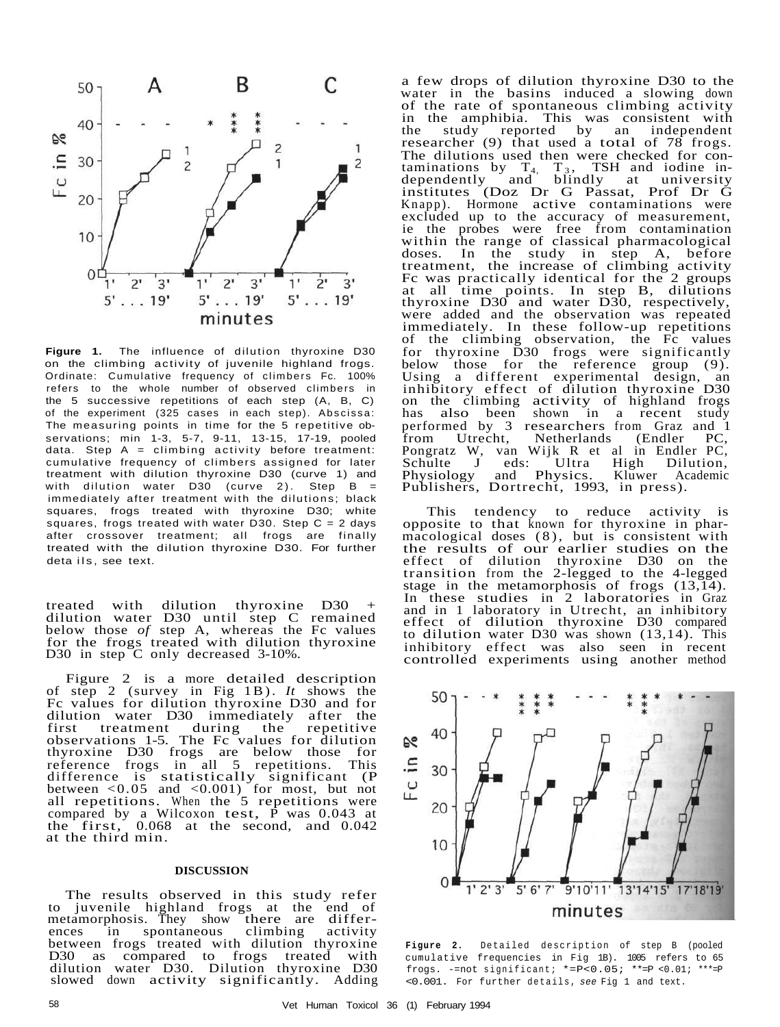Figure 1. The influence of dilution thyroxine D30 on the climbing activity of juvenile highland frogs. Ordinate: Cumulative frequency of climbers Fc. 100% refers to the whole number of observed climbers in the 5 successive repetitions of each step (A, B, C) of the experiment (325 cases in each step). Abscissa: The measuring points in time for the 5 repetitive observations; min 1-3, 5-7, 9-11, 13-15, 17-19, pooled data. Step A = climbing activity before treatment: cumulative frequency of climbers assigned for later treatment with dilution thyroxine D30 (curve 1) and with dilution water D30 (curve 2). Step B = immediately after treatment with the dilutions; black squares, frogs treated with thyroxine D30; white squares, frogs treated with water D30. Step C = 2 days after crossover treatment; all frogs are finally treated with the dilution thyroxine D30. For further details, see text.

treated with dilution thyroxine D30 + dilution water D30 until step C remained below those *of* step A, whereas the Fc values for the frogs treated with dilution thyroxine D30 in step C only decreased 3-10%.

Figure 2 is a more detailed description of step 2 (survey in Fig 1B). *It* shows the Fc values for dilution thyroxine D30 and for dilution water D30 immediately after the first treatment during the repetitive observations 1-5. The Fc values for dilution thyroxine D30 frogs are below those for reference frogs in all 5 repetitions. This difference is statistically significant (P between <0.05 and <0.001) for most, but not all repetitions. When the 5 repetitions were compared by a Wilcoxon test, P was 0.043 at the first, 0.068 at the second, and 0.042 at the third min.

## DISCUSSION

The results observed in this study refer to juvenile highland frogs at the end of metamorphosis. They show there are differences in spontaneous climbing activity between frogs treated with dilution thyroxine D30 as compared to frogs treated with dilution water D30. Dilution thyroxine D30 slowed down activity significantly. Adding a few drops of dilution thyroxine D30 to the water in the basins induced a slowing down of the rate of spontaneous climbing activity in the amphibia. This was consistent with the study reported by an independent researcher (9) that used a total of 78 frogs. The dilutions used then were checked for contaminations by $T_4$, $T_3$, TSH and iodine independently and blindly at university institutes (Doz Dr G Passat, Prof Dr G Knapp). Hormone active contaminations were excluded up to the accuracy of measurement, ie the probes were free from contamination within the range of classical pharmacological doses. In the study in step A, before treatment, the increase of climbing activity Fc was practically identical for the 2 groups at all time points. In step B, dilutions thyroxine D30 and water D30, respectively, were added and the observation was repeated immediately. In these follow-up repetitions of the climbing observation, the Fc values for thyroxine D30 frogs were significantly below those for the reference group (9). Using a different experimental design, an inhibitory effect of dilution thyroxine D30 on the climbing activity of highland frogs has also been shown in a recent study performed by 3 researchers from Graz and 1 from Utrecht, Netherlands (Endler PC, Pongratz W, van Wijk R et al in Endler PC, Schulte J eds: Ultra High Dilution, Physiology and Physics. Kluwer Academic Publishers, Dortrecht, 1993, in press).

This tendency to reduce activity is opposite to that known for thyroxine in pharmacological doses (8), but is consistent with the results of our earlier studies on the effect of dilution thyroxine D30 on the transition from the 2-legged to the 4-legged stage in the metamorphosis of frogs (13,14). In these studies in 2 laboratories in Graz and in 1 laboratory in Utrecht, an inhibitory effect of dilution thyroxine D30 compared to dilution water D30 was shown (13,14). This inhibitory effect was also seen in recent controlled experiments using another method

Figure 2. Detailed description of step B (pooled cumulative frequencies in Fig 1B). 100% refers to 65 frogs. -=not significant; *=P<0.05; **=P <0.01; ***=P <0.001. For further details, *see* Fig 1 and text.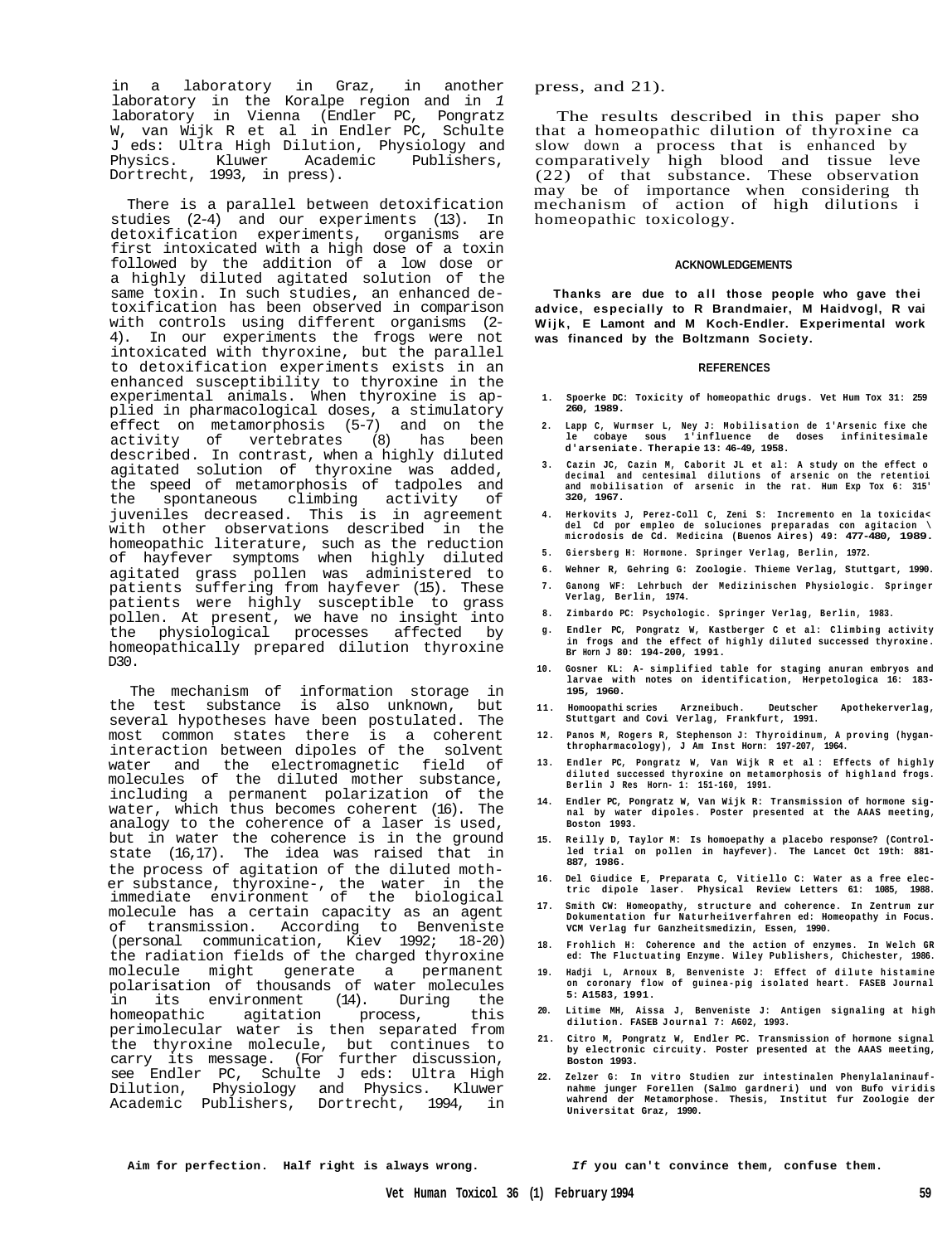in a laboratory in Graz, in another laboratory in the Koralpe region and in 1 laboratory in Vienna (Endler PC, Pongratz W, van Wijk R et al in Endler PC, Schulte J eds: Ultra High Dilution, Physiology and Physics. Kluwer Academic Publishers, Dortrecht, 1993, in press).

There is a parallel between detoxification studies (2-4) and our experiments (13). In detoxification experiments, organisms are first intoxicated with a high dose of a toxin followed by the addition of a low dose or a highly diluted agitated solution of the same toxin. In such studies, an enhanced detoxification has been observed in comparison with controls using different organisms (2-4). In our experiments the frogs were not intoxicated with thyroxine, but the parallel to detoxification experiments exists in an enhanced susceptibility to thyroxine in the experimental animals. When thyroxine is applied in pharmacological doses, a stimulatory effect on metamorphosis (5-7) and on the activity of vertebrates (8) has been described. In contrast, when a highly diluted agitated solution of thyroxine was added, the speed of metamorphosis of tadpoles and the spontaneous climbing activity of juveniles decreased. This is in agreement with other observations described in the homeopathic literature, such as the reduction of hayfever symptoms when highly diluted agitated grass pollen was administered to patients suffering from hayfever (15). These patients were highly susceptible to grass pollen. At present, we have no insight into the physiological processes affected by homeopathically prepared dilution thyroxine D30.

The mechanism of information storage in the test substance is also unknown, but several hypotheses have been postulated. The most common states there is a coherent interaction between dipoles of the solvent water and the electromagnetic field of molecules of the diluted mother substance, including a permanent polarization of the water, which thus becomes coherent (16). The analogy to the coherence of a laser is used, but in water the coherence is in the ground state (16,17). The idea was raised that in the process of agitation of the diluted mother substance, thyroxine-, the water in the immediate environment of the biological molecule has a certain capacity as an agent of transmission. According to Benveniste (personal communication, Kiev 1992; 18-20) the radiation fields of the charged thyroxine molecule might generate a permanent polarisation of thousands of water molecules in its environment (14). During the homeopathic agitation process, this perimolecular water is then separated from the thyroxine molecule, but continues to carry its message. (For further discussion, see Endler PC, Schulte J eds: Ultra High Dilution, Physiology and Physics. Kluwer Academic Publishers, Dortrecht, 1994, in press, and 21).

The results described in this paper sho that a homeopathic dilution of thyroxine ca slow down a process that is enhanced by comparatively high blood and tissue leve (22) of that substance. These observation may be of importance when considering th mechanism of action of high dilutions i homeopathic toxicology.

## ACKNOWLEDGEMENTS

Thanks are due to all those people who gave thei advice, especially to R Brandmaier, M Haidvogl, R vai Wijk, E Lamont and M Koch-Endler. Experimental work was financed by the Boltzmann Society.

## REFERENCES

1. Spoerke DC: Toxicity of homeopathic drugs. Vet Hum Tox 31: 259 260, 1989.
2. Lapp C, Wurmser L, Ney J: Mobilisation de 1'Arsenic fixe che le cobaye sous 1'influence de doses infinitesimale d'arseniate. Therapie 13: 46-49, 1958.
3. Cazin JC, Cazin M, Caborit JL et al: A study on the effect o decimal and centesimal dilutions of arsenic on the retentioi and mobilisation of arsenic in the rat. Hum Exp Tox 6: 315' 320, 1967.
4. Herkovits J, Perez-Coll C, Zeni S: Incremento en la toxicida< del Cd por empleo de soluciones preparadas con agitacion \ microdosis de Cd. Medicina (Buenos Aires) 49: 477-480, 1989.
5. Giersberg H: Hormone. Springer Verlag, Berlin, 1972.
6. Wehner R, Gehring G: Zoologie. Thieme Verlag, Stuttgart, 1990.
7. Ganong WF: Lehrbuch der Medizinischen Physiologic. Springer Verlag, Berlin, 1974.
8. Zimbardo PC: Psychologic. Springer Verlag, Berlin, 1983.
9. Endler PC, Pongratz W, Kastberger C et al: Climbing activity in frogs and the effect of highly diluted successed thyroxine. Br Horn J 80: 194-200, 1991.
10. Gosner KL: A- simplified table for staging anuran embryos and larvae with notes on identification, Herpetologica 16: 183-195, 1960.
11. Homoopathischies Arzneibuch. Deutscher Apothekerverlag, Stuttgart and Covi Verlag, Frankfurt, 1991.
12. Panos M, Rogers R, Stephenson J: Thyroidinum, A proving (hyganthropharmacology), J Am Inst Horn: 197-207, 1964.
13. Endler PC, Pongratz W, Van Wijk R et al : Effects of highly diluted successed thyroxine on metamorphosis of highland frogs. Berlin J Res Horn- 1: 151-160, 1991.
14. Endler PC, Pongratz W, Van Wijk R: Transmission of hormone signal by water dipoles. Poster presented at the AAAS meeting, Boston 1993.
15. Reilly D, Taylor M: Is homoeopathy a placebo response? (Controlled trial on pollen in hayfever). The Lancet Oct 19th: 881-887, 1986.
16. Del Giudice E, Preparata C, Vitiello C: Water as a free electric dipole laser. Physical Review Letters 61: 1085, 1988.
17. Smith CW: Homeopathy, structure and coherence. In Zentrum zur Dokumentation fur Naturheilverfahren ed: Homeopathy in Focus. VCM Verlag fur Ganzheitsmedizin, Essen, 1990.
18. Frohlich H: Coherence and the action of enzymes. In Welch GR ed: The Fluctuating Enzyme. Wiley Publishers, Chichester, 1986.
19. Hadji L, Arnoux B, Benveniste J: Effect of dilute histamine on coronary flow of guinea-pig isolated heart. FASEB Journal 5: A1583, 1991.
20. Litime MH, Aissa J, Benveniste J: Antigen signaling at high dilution. FASEB Journal 7: A602, 1993.
21. Citro M, Pongratz W, Endler PC. Transmission of hormone signal by electronic circuity. Poster presented at the AAAS meeting, Boston 1993.
22. Zelzer G: In vitro Studien zur intestinalen Phenylalaninaufnahme junger Forellen (Salmo gardneri) und von Bufo viridis wahrend der Metamorphose. Thesis, Institut fur Zoologie der Universitat Graz, 1990.

**Aim for perfection. Half right is always wrong.**

***If* you can't convince them, confuse them.**